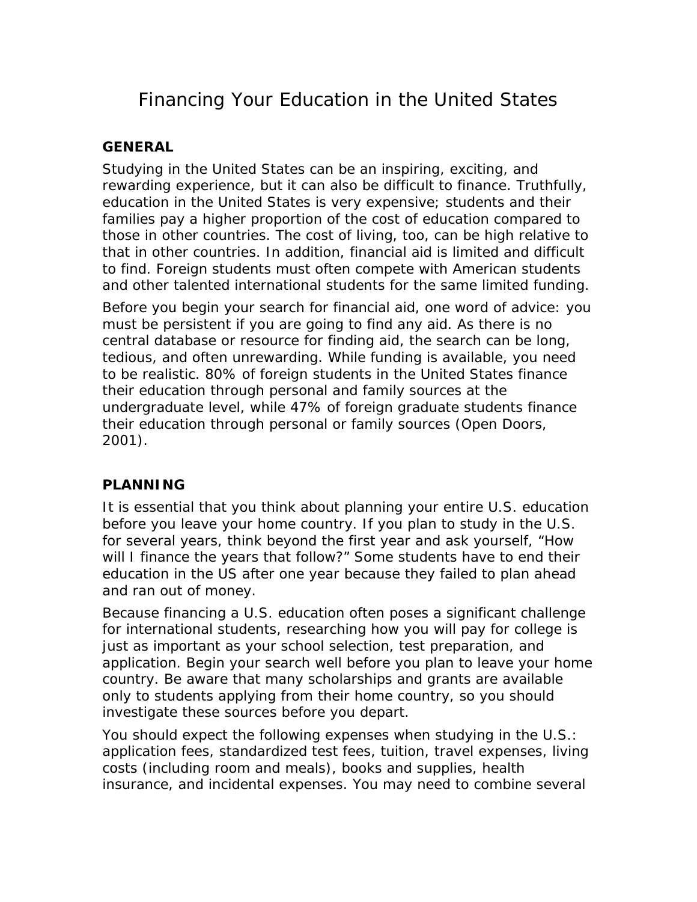# Financing Your Education in the United States

## GENERAL

Studying in the United States can be an inspiring, exciting, and rewarding experience, but it can also be difficult to finance. Truthfully, education in the United States is very expensive; students and their families pay a higher proportion of the cost of education compared to those in other countries. The cost of living, too, can be high relative to that in other countries. In addition, financial aid is limited and difficult to find. Foreign students must often compete with American students and other talented international students for the same limited funding.

Before you begin your search for financial aid, one word of advice: you must be persistent if you are going to find any aid. As there is no central database or resource for finding aid, the search can be long, tedious, and often unrewarding. While funding is available, you need to be realistic. 80% of foreign students in the United States finance their education through personal and family sources at the undergraduate level, while 47% of foreign graduate students finance their education through personal or family sources (Open Doors, 2001).

## PLANNING

It is essential that you think about planning your entire U.S. education before you leave your home country. If you plan to study in the U.S. for several years, think beyond the first year and ask yourself, "How will I finance the years that follow?" Some students have to end their education in the US after one year because they failed to plan ahead and ran out of money.

Because financing a U.S. education often poses a significant challenge for international students, researching how you will pay for college is just as important as your school selection, test preparation, and application. Begin your search well before you plan to leave your home country. Be aware that many scholarships and grants are available only to students applying from their home country, so you should investigate these sources before you depart.

You should expect the following expenses when studying in the U.S.: application fees, standardized test fees, tuition, travel expenses, living costs (including room and meals), books and supplies, health insurance, and incidental expenses. You may need to combine several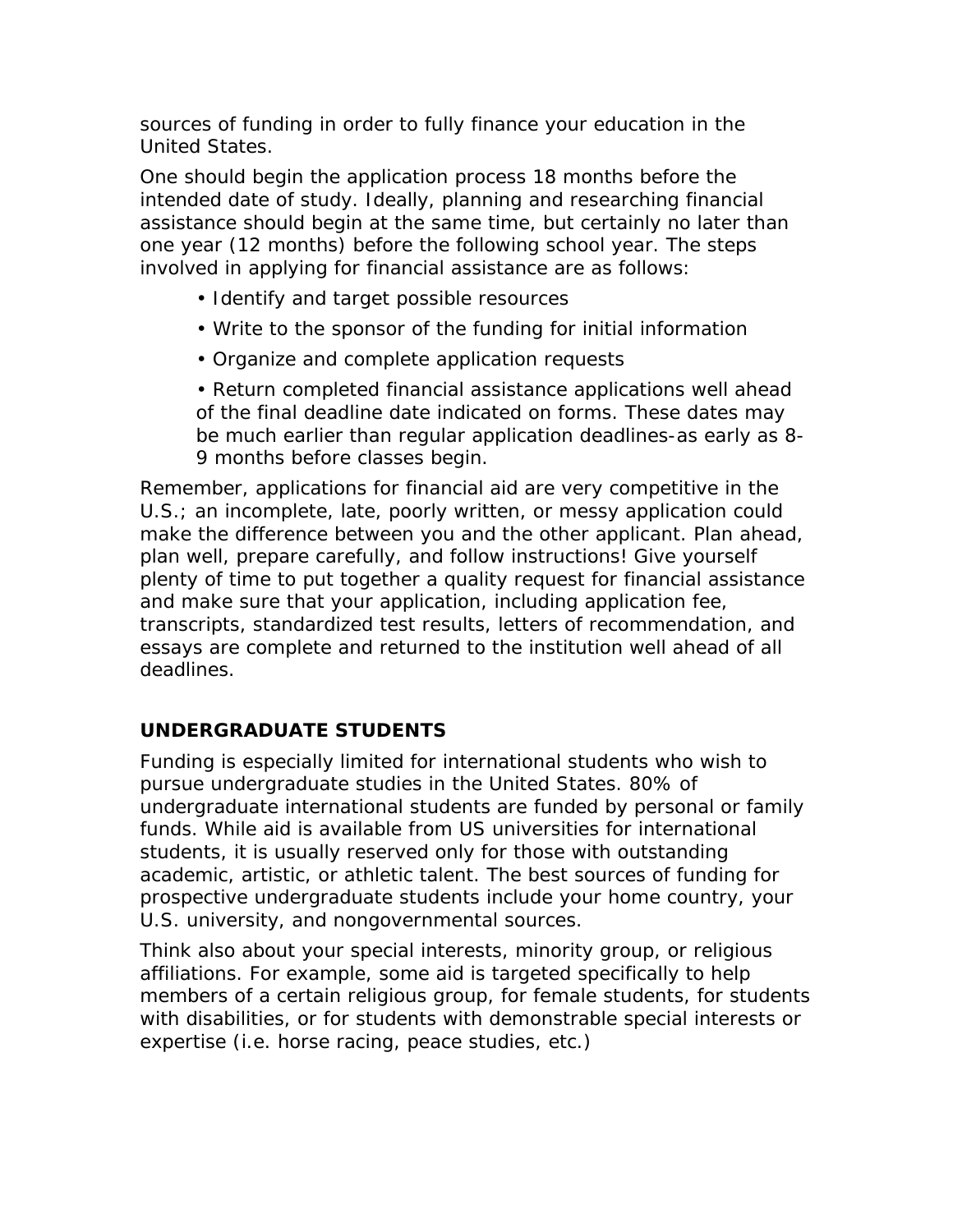sources of funding in order to fully finance your education in the United States.

One should begin the application process 18 months before the intended date of study. Ideally, planning and researching financial assistance should begin at the same time, but certainly no later than one year (12 months) before the following school year. The steps involved in applying for financial assistance are as follows:

- Identify and target possible resources
- Write to the sponsor of the funding for initial information
- Organize and complete application requests
- Return completed financial assistance applications well ahead of the final deadline date indicated on forms. These dates may be much earlier than regular application deadlines-as early as 8-9 months before classes begin.

Remember, applications for financial aid are very competitive in the U.S.; an incomplete, late, poorly written, or messy application could make the difference between you and the other applicant. Plan ahead, plan well, prepare carefully, and follow instructions! Give yourself plenty of time to put together a quality request for financial assistance and make sure that your application, including application fee, transcripts, standardized test results, letters of recommendation, and essays are complete and returned to the institution well ahead of all deadlines.

## UNDERGRADUATE STUDENTS

Funding is especially limited for international students who wish to pursue undergraduate studies in the United States. 80% of undergraduate international students are funded by personal or family funds. While aid is available from US universities for international students, it is usually reserved only for those with outstanding academic, artistic, or athletic talent. The best sources of funding for prospective undergraduate students include your home country, your U.S. university, and nongovernmental sources.

Think also about your special interests, minority group, or religious affiliations. For example, some aid is targeted specifically to help members of a certain religious group, for female students, for students with disabilities, or for students with demonstrable special interests or expertise (i.e. horse racing, peace studies, etc.)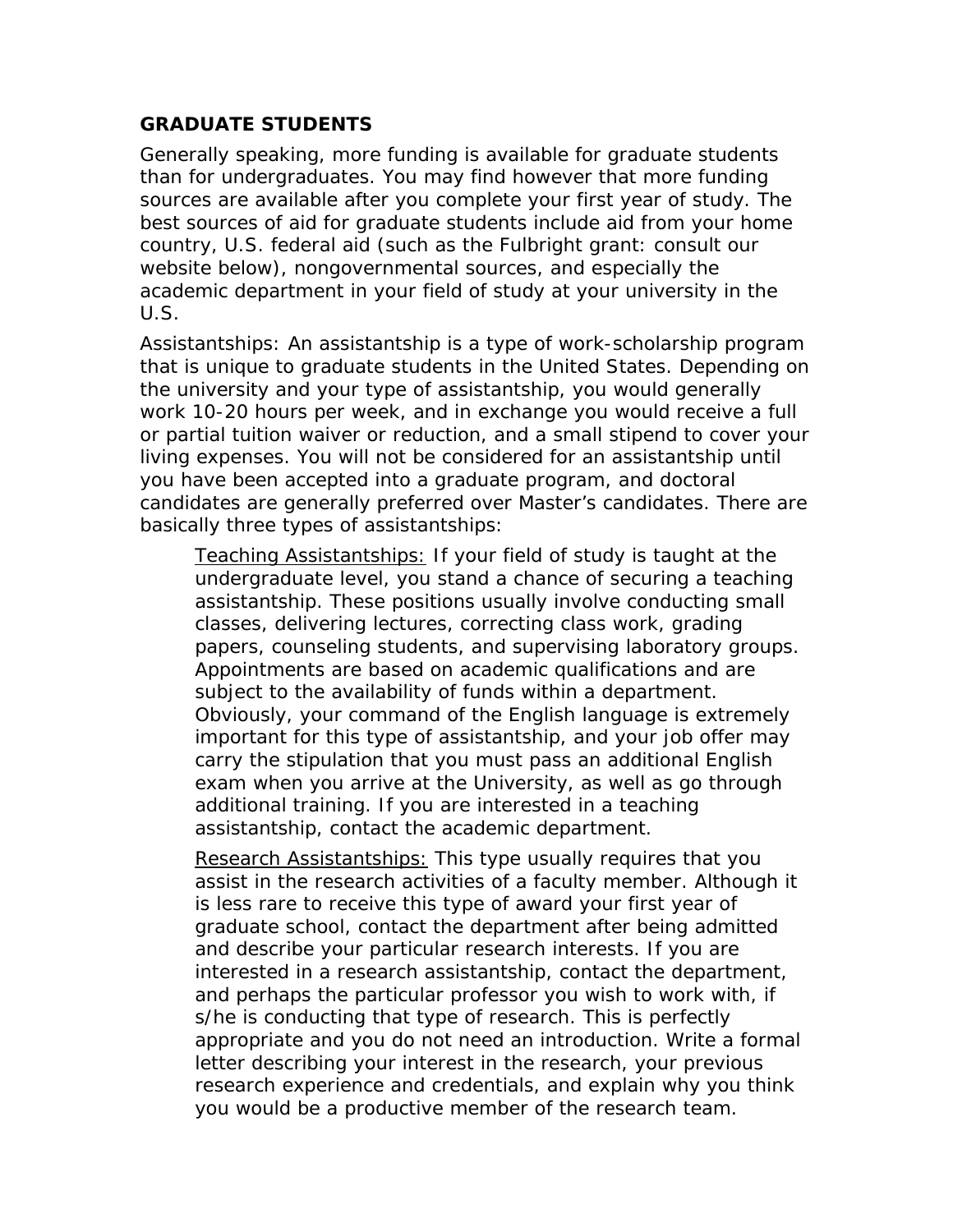## GRADUATE STUDENTS

Generally speaking, more funding is available for graduate students than for undergraduates. You may find however that more funding sources are available after you complete your first year of study. The best sources of aid for graduate students include aid from your home country, U.S. federal aid (such as the Fulbright grant: consult our website below), nongovernmental sources, and especially the academic department in your field of study at your university in the U.S.

Assistantships: An assistantship is a type of work-scholarship program that is unique to graduate students in the United States. Depending on the university and your type of assistantship, you would generally work 10-20 hours per week, and in exchange you would receive a full or partial tuition waiver or reduction, and a small stipend to cover your living expenses. You will not be considered for an assistantship until you have been accepted into a graduate program, and doctoral candidates are generally preferred over Master's candidates. There are basically three types of assistantships:

> Teaching Assistantships: If your field of study is taught at the undergraduate level, you stand a chance of securing a teaching assistantship. These positions usually involve conducting small classes, delivering lectures, correcting class work, grading papers, counseling students, and supervising laboratory groups. Appointments are based on academic qualifications and are subject to the availability of funds within a department. Obviously, your command of the English language is extremely important for this type of assistantship, and your job offer may carry the stipulation that you must pass an additional English exam when you arrive at the University, as well as go through additional training. If you are interested in a teaching assistantship, contact the academic department.
>
> Research Assistantships: This type usually requires that you assist in the research activities of a faculty member. Although it is less rare to receive this type of award your first year of graduate school, contact the department after being admitted and describe your particular research interests. If you are interested in a research assistantship, contact the department, and perhaps the particular professor you wish to work with, if s/he is conducting that type of research. This is perfectly appropriate and you do not need an introduction. Write a formal letter describing your interest in the research, your previous research experience and credentials, and explain why you think you would be a productive member of the research team.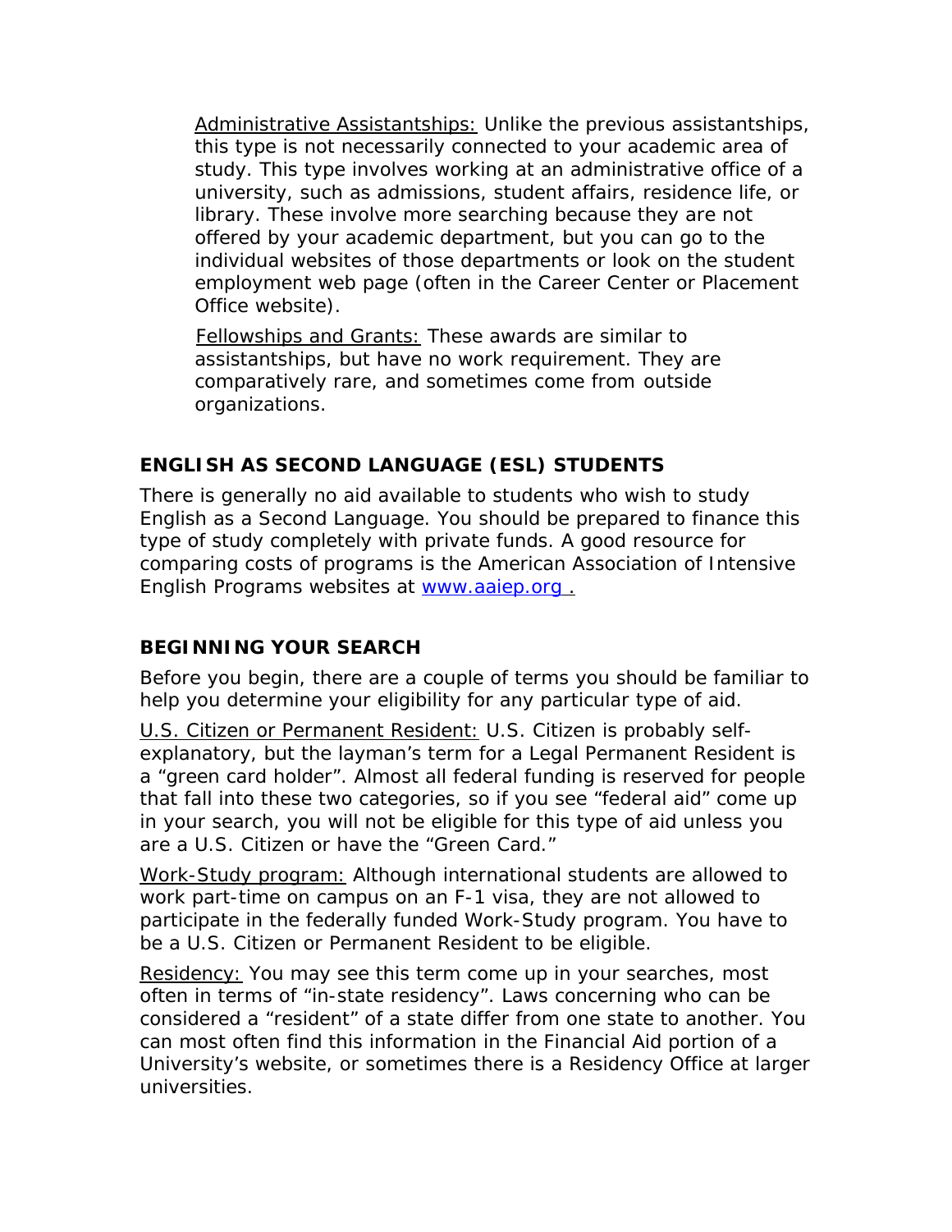Administrative Assistantships: Unlike the previous assistantships, this type is not necessarily connected to your academic area of study. This type involves working at an administrative office of a university, such as admissions, student affairs, residence life, or library. These involve more searching because they are not offered by your academic department, but you can go to the individual websites of those departments or look on the student employment web page (often in the Career Center or Placement Office website).

Fellowships and Grants: These awards are similar to assistantships, but have no work requirement. They are comparatively rare, and sometimes come from outside organizations.

## ENGLISH AS SECOND LANGUAGE (ESL) STUDENTS

There is generally no aid available to students who wish to study English as a Second Language. You should be prepared to finance this type of study completely with private funds. A good resource for comparing costs of programs is the American Association of Intensive English Programs websites at [www.aaiep.org .](http://www.aaiep.org)

## BEGINNING YOUR SEARCH

Before you begin, there are a couple of terms you should be familiar to help you determine your eligibility for any particular type of aid.

U.S. Citizen or Permanent Resident: U.S. Citizen is probably self-explanatory, but the layman's term for a Legal Permanent Resident is a "green card holder". Almost all federal funding is reserved for people that fall into these two categories, so if you see "federal aid" come up in your search, you will not be eligible for this type of aid unless you are a U.S. Citizen or have the "Green Card."

Work-Study program: Although international students are allowed to work part-time on campus on an F-1 visa, they are not allowed to participate in the federally funded Work-Study program. You have to be a U.S. Citizen or Permanent Resident to be eligible.

Residency: You may see this term come up in your searches, most often in terms of "in-state residency". Laws concerning who can be considered a "resident" of a state differ from one state to another. You can most often find this information in the Financial Aid portion of a University's website, or sometimes there is a Residency Office at larger universities.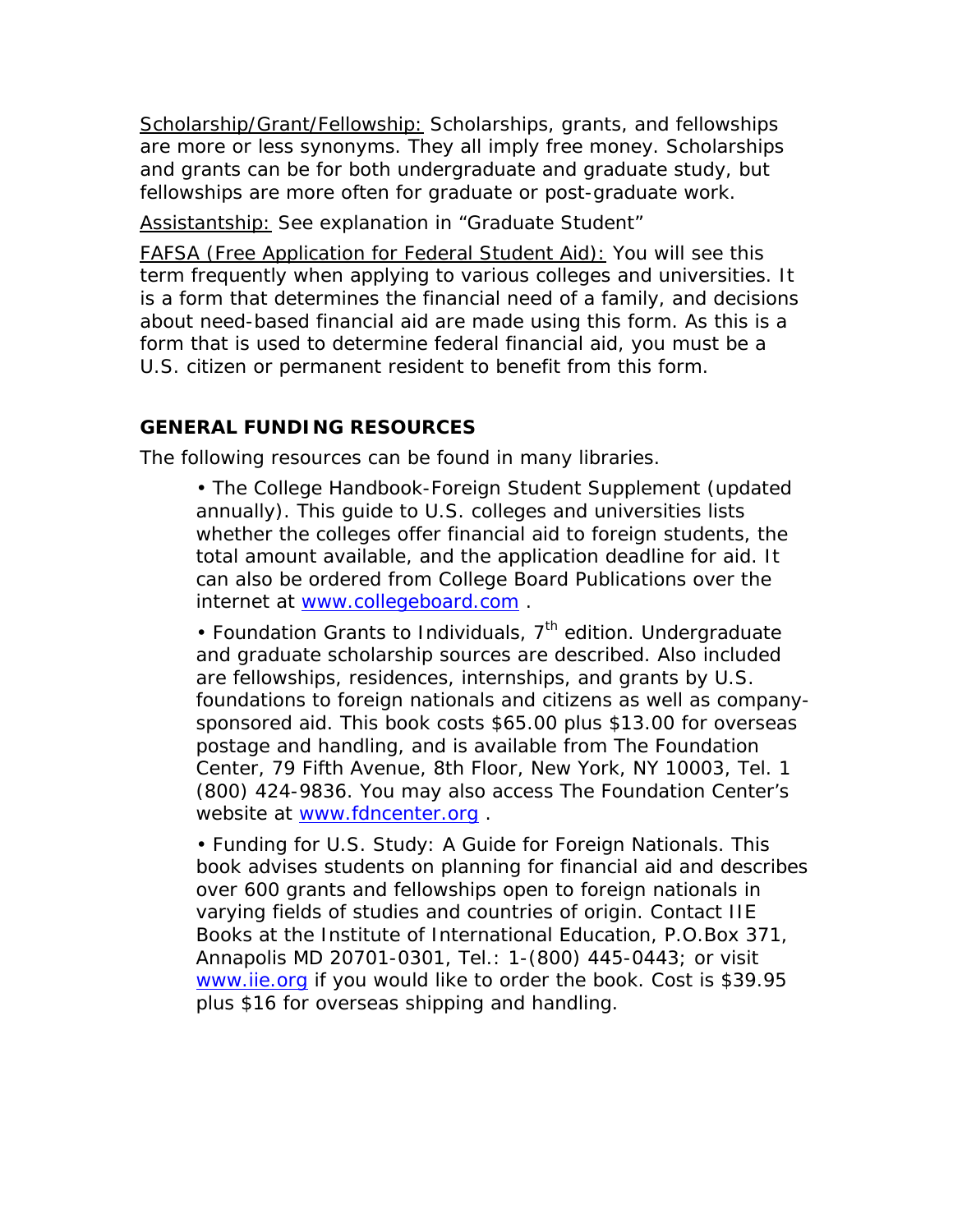Scholarship/Grant/Fellowship: Scholarships, grants, and fellowships are more or less synonyms. They all imply free money. Scholarships and grants can be for both undergraduate and graduate study, but fellowships are more often for graduate or post-graduate work.

Assistantship: See explanation in "Graduate Student"

FAFSA (Free Application for Federal Student Aid): You will see this term frequently when applying to various colleges and universities. It is a form that determines the financial need of a family, and decisions about need-based financial aid are made using this form. As this is a form that is used to determine federal financial aid, you must be a U.S. citizen or permanent resident to benefit from this form.

## GENERAL FUNDING RESOURCES

The following resources can be found in many libraries.

- The College Handbook-Foreign Student Supplement (updated annually). This guide to U.S. colleges and universities lists whether the colleges offer financial aid to foreign students, the total amount available, and the application deadline for aid. It can also be ordered from College Board Publications over the internet at www.collegeboard.com .
- Foundation Grants to Individuals, 7th edition. Undergraduate and graduate scholarship sources are described. Also included are fellowships, residences, internships, and grants by U.S. foundations to foreign nationals and citizens as well as company-sponsored aid. This book costs $65.00 plus $13.00 for overseas postage and handling, and is available from The Foundation Center, 79 Fifth Avenue, 8th Floor, New York, NY 10003, Tel. 1 (800) 424-9836. You may also access The Foundation Center's website at www.fdncenter.org .
- Funding for U.S. Study: A Guide for Foreign Nationals. This book advises students on planning for financial aid and describes over 600 grants and fellowships open to foreign nationals in varying fields of studies and countries of origin. Contact IIE Books at the Institute of International Education, P.O.Box 371, Annapolis MD 20701-0301, Tel.: 1-(800) 445-0443; or visit www.iie.org if you would like to order the book. Cost is $39.95 plus $16 for overseas shipping and handling.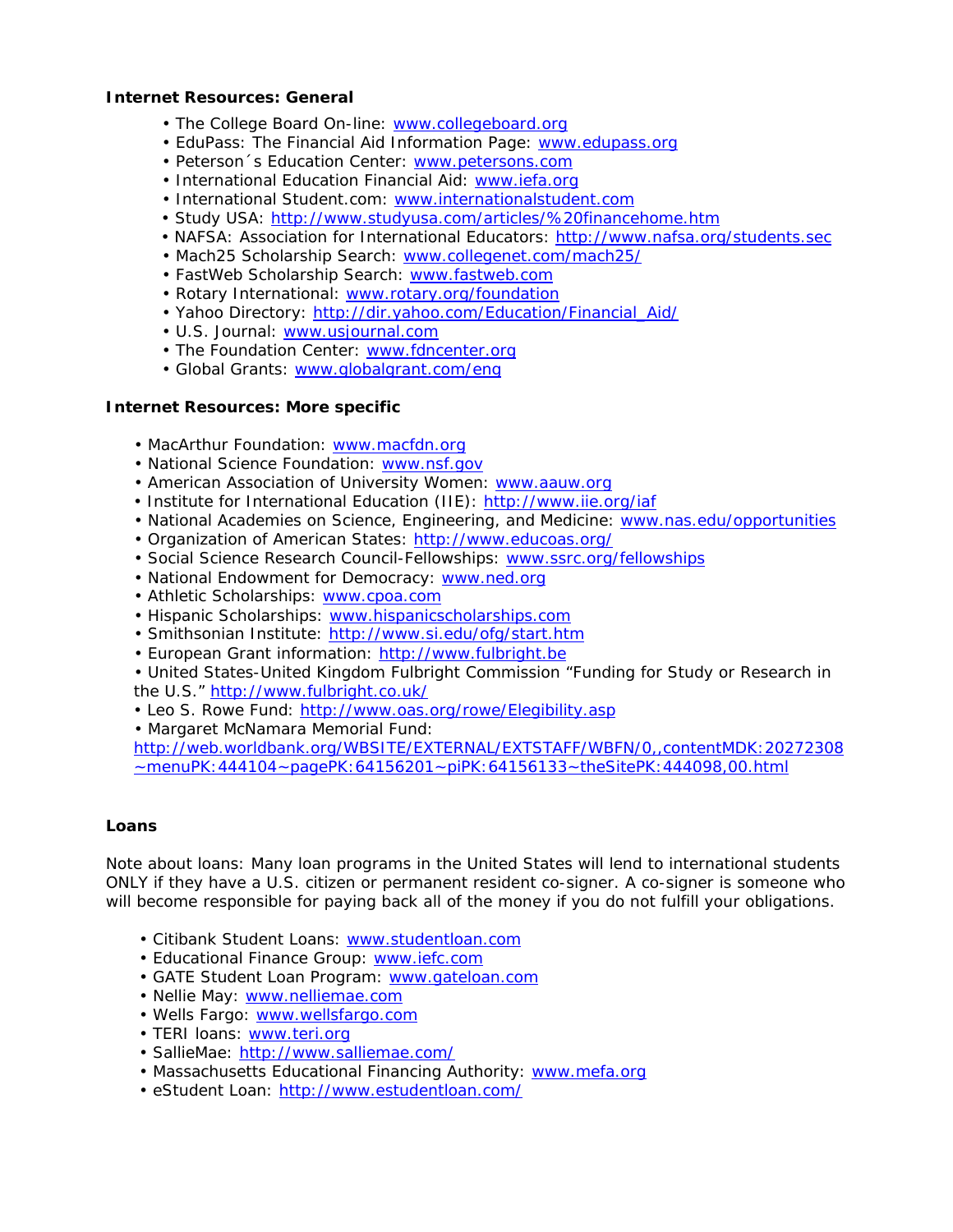**Internet Resources: General**

- The College Board On-line: www.collegeboard.org
- EduPass: The Financial Aid Information Page: www.edupass.org
- Peterson´s Education Center: www.petersons.com
- International Education Financial Aid: www.iefa.org
- International Student.com: www.internationalstudent.com
- Study USA: http://www.studyusa.com/articles/%20financehome.htm
- NAFSA: Association for International Educators: http://www.nafsa.org/students.sec
- Mach25 Scholarship Search: www.collegenet.com/mach25/
- FastWeb Scholarship Search: www.fastweb.com
- Rotary International: www.rotary.org/foundation
- Yahoo Directory: http://dir.yahoo.com/Education/Financial_Aid/
- U.S. Journal: www.usjournal.com
- The Foundation Center: www.fdncenter.org
- Global Grants: www.globalgrant.com/eng

**Internet Resources: More specific**

- MacArthur Foundation: www.macfdn.org
- National Science Foundation: www.nsf.gov
- American Association of University Women: www.aauw.org
- Institute for International Education (IIE): http://www.iie.org/iaf
- National Academies on Science, Engineering, and Medicine: www.nas.edu/opportunities
- Organization of American States: http://www.educoas.org/
- Social Science Research Council-Fellowships: www.ssrc.org/fellowships
- National Endowment for Democracy: www.ned.org
- Athletic Scholarships: www.cpoa.com
- Hispanic Scholarships: www.hispanicscholarships.com
- Smithsonian Institute: http://www.si.edu/ofg/start.htm
- European Grant information: http://www.fulbright.be
- United States-United Kingdom Fulbright Commission "Funding for Study or Research in the U.S." http://www.fulbright.co.uk/
- Leo S. Rowe Fund: http://www.oas.org/rowe/Elegibility.asp
- Margaret McNamara Memorial Fund: http://web.worldbank.org/WBSITE/EXTERNAL/EXTSTAFF/WBFN/0,,contentMDK:20272308~menuPK:444104~pagePK:64156201~piPK:64156133~theSitePK:444098,00.html

**Loans**

Note about loans: Many loan programs in the United States will lend to international students ONLY if they have a U.S. citizen or permanent resident co-signer. A co-signer is someone who will become responsible for paying back all of the money if you do not fulfill your obligations.

- Citibank Student Loans: www.studentloan.com
- Educational Finance Group: www.iefc.com
- GATE Student Loan Program: www.gateloan.com
- Nellie May: www.nelliemae.com
- Wells Fargo: www.wellsfargo.com
- TERI loans: www.teri.org
- SallieMae: http://www.salliemae.com/
- Massachusetts Educational Financing Authority: www.mefa.org
- eStudent Loan: http://www.estudentloan.com/